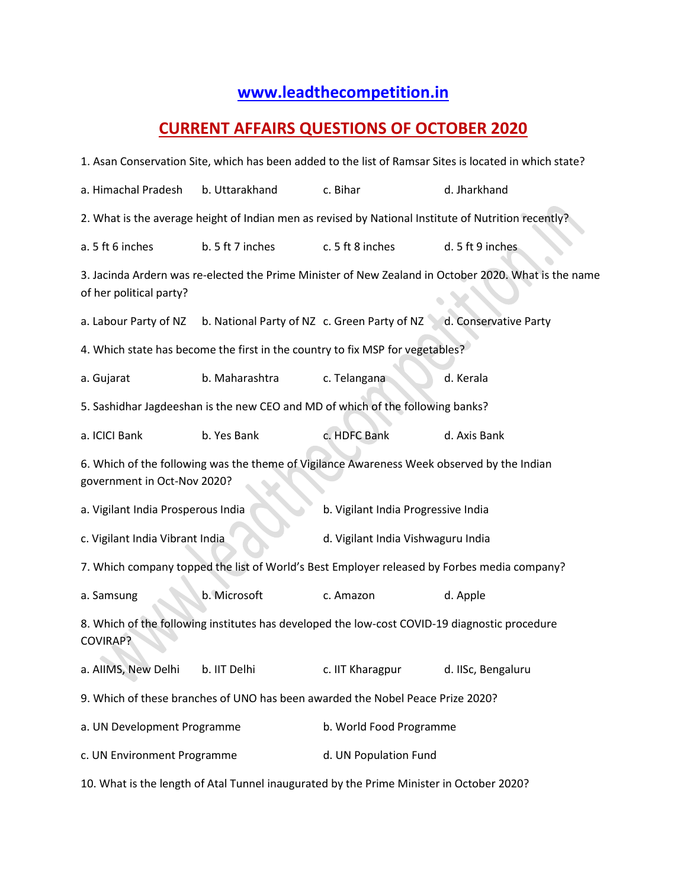# www.leadthecompetition.in

## CURRENT AFFAIRS QUESTIONS OF OCTOBER 2020

1. Asan Conservation Site, which has been added to the list of Ramsar Sites is located in which state?

a. Himachal Pradesh  b. Uttarakhand  c. Bihar  d. Jharkhand

2. What is the average height of Indian men as revised by National Institute of Nutrition recently?

a. 5 ft 6 inches  b. 5 ft 7 inches  c. 5 ft 8 inches  d. 5 ft 9 inches

3. Jacinda Ardern was re-elected the Prime Minister of New Zealand in October 2020. What is the name of her political party?

a. Labour Party of NZ  b. National Party of NZ  c. Green Party of NZ  d. Conservative Party

4. Which state has become the first in the country to fix MSP for vegetables?

a. Gujarat  b. Maharashtra  c. Telangana  d. Kerala

5. Sashidhar Jagdeeshan is the new CEO and MD of which of the following banks?

a. ICICI Bank  b. Yes Bank  c. HDFC Bank  d. Axis Bank

6. Which of the following was the theme of Vigilance Awareness Week observed by the Indian government in Oct-Nov 2020?

a. Vigilant India Prosperous India  b. Vigilant India Progressive India

c. Vigilant India Vibrant India  d. Vigilant India Vishwaguru India

7. Which company topped the list of World's Best Employer released by Forbes media company?

a. Samsung  b. Microsoft  c. Amazon  d. Apple

8. Which of the following institutes has developed the low-cost COVID-19 diagnostic procedure COVIRAP?

a. AIIMS, New Delhi  b. IIT Delhi  c. IIT Kharagpur  d. IISc, Bengaluru

9. Which of these branches of UNO has been awarded the Nobel Peace Prize 2020?

a. UN Development Programme  b. World Food Programme

c. UN Environment Programme  d. UN Population Fund

10. What is the length of Atal Tunnel inaugurated by the Prime Minister in October 2020?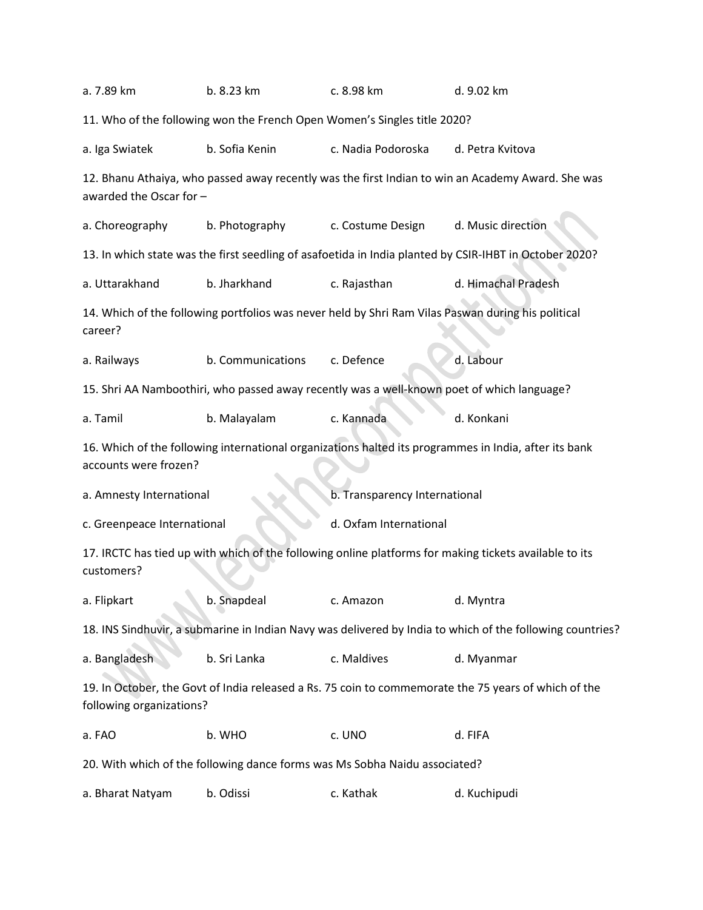a. 7.89 km b. 8.23 km c. 8.98 km d. 9.02 km

11. Who of the following won the French Open Women's Singles title 2020?

a. Iga Swiatek b. Sofia Kenin c. Nadia Podoroska d. Petra Kvitova

12. Bhanu Athaiya, who passed away recently was the first Indian to win an Academy Award. She was awarded the Oscar for –

a. Choreography b. Photography c. Costume Design d. Music direction

13. In which state was the first seedling of asafoetida in India planted by CSIR-IHBT in October 2020?

a. Uttarakhand b. Jharkhand c. Rajasthan d. Himachal Pradesh

14. Which of the following portfolios was never held by Shri Ram Vilas Paswan during his political career?

a. Railways b. Communications c. Defence d. Labour

15. Shri AA Namboothiri, who passed away recently was a well-known poet of which language?

a. Tamil b. Malayalam c. Kannada d. Konkani

16. Which of the following international organizations halted its programmes in India, after its bank accounts were frozen?

a. Amnesty International b. Transparency International

c. Greenpeace International d. Oxfam International

17. IRCTC has tied up with which of the following online platforms for making tickets available to its customers?

a. Flipkart b. Snapdeal c. Amazon d. Myntra

18. INS Sindhuvir, a submarine in Indian Navy was delivered by India to which of the following countries?

a. Bangladesh b. Sri Lanka c. Maldives d. Myanmar

19. In October, the Govt of India released a Rs. 75 coin to commemorate the 75 years of which of the following organizations?

a. FAO b. WHO c. UNO d. FIFA

20. With which of the following dance forms was Ms Sobha Naidu associated?

a. Bharat Natyam b. Odissi c. Kathak d. Kuchipudi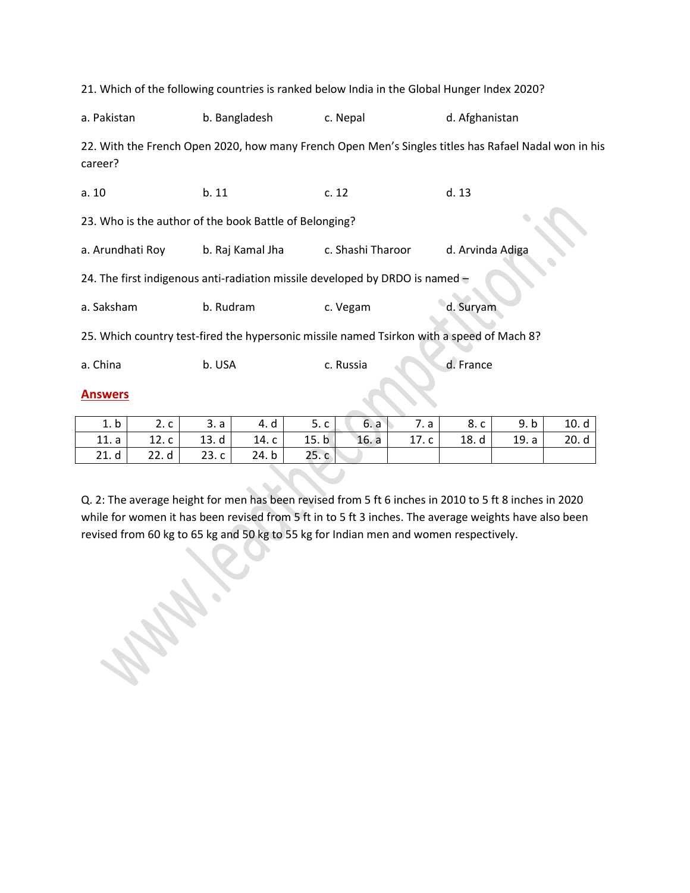21. Which of the following countries is ranked below India in the Global Hunger Index 2020?

a. Pakistan b. Bangladesh c. Nepal d. Afghanistan

22. With the French Open 2020, how many French Open Men's Singles titles has Rafael Nadal won in his career?

a. 10 b. 11 c. 12 d. 13

23. Who is the author of the book Battle of Belonging?

a. Arundhati Roy b. Raj Kamal Jha c. Shashi Tharoor d. Arvinda Adiga

24. The first indigenous anti-radiation missile developed by DRDO is named –

a. Saksham b. Rudram c. Vegam d. Suryam

25. Which country test-fired the hypersonic missile named Tsirkon with a speed of Mach 8?

a. China b. USA c. Russia d. France

**Answers**

| | | | | | | | | | |
|---|---|---|---|---|---|---|---|---|---|
| 1. b | 2. c | 3. a | 4. d | 5. c | 6. a | 7. a | 8. c | 9. b | 10. d |
| 11. a | 12. c | 13. d | 14. c | 15. b | 16. a | 17. c | 18. d | 19. a | 20. d |
| 21. d | 22. d | 23. c | 24. b | 25. c | | | | | |

Q. 2: The average height for men has been revised from 5 ft 6 inches in 2010 to 5 ft 8 inches in 2020 while for women it has been revised from 5 ft in to 5 ft 3 inches. The average weights have also been revised from 60 kg to 65 kg and 50 kg to 55 kg for Indian men and women respectively.